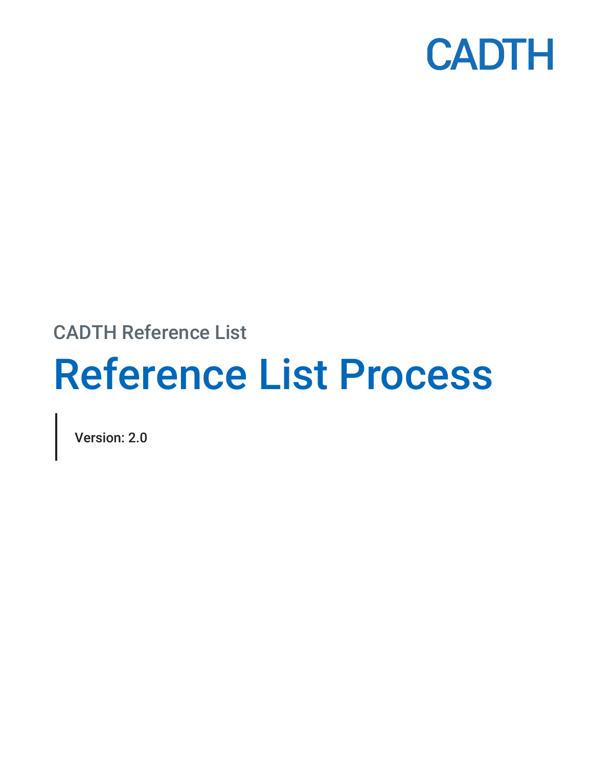CADTH

CADTH Reference List

# Reference List Process

Version: 2.0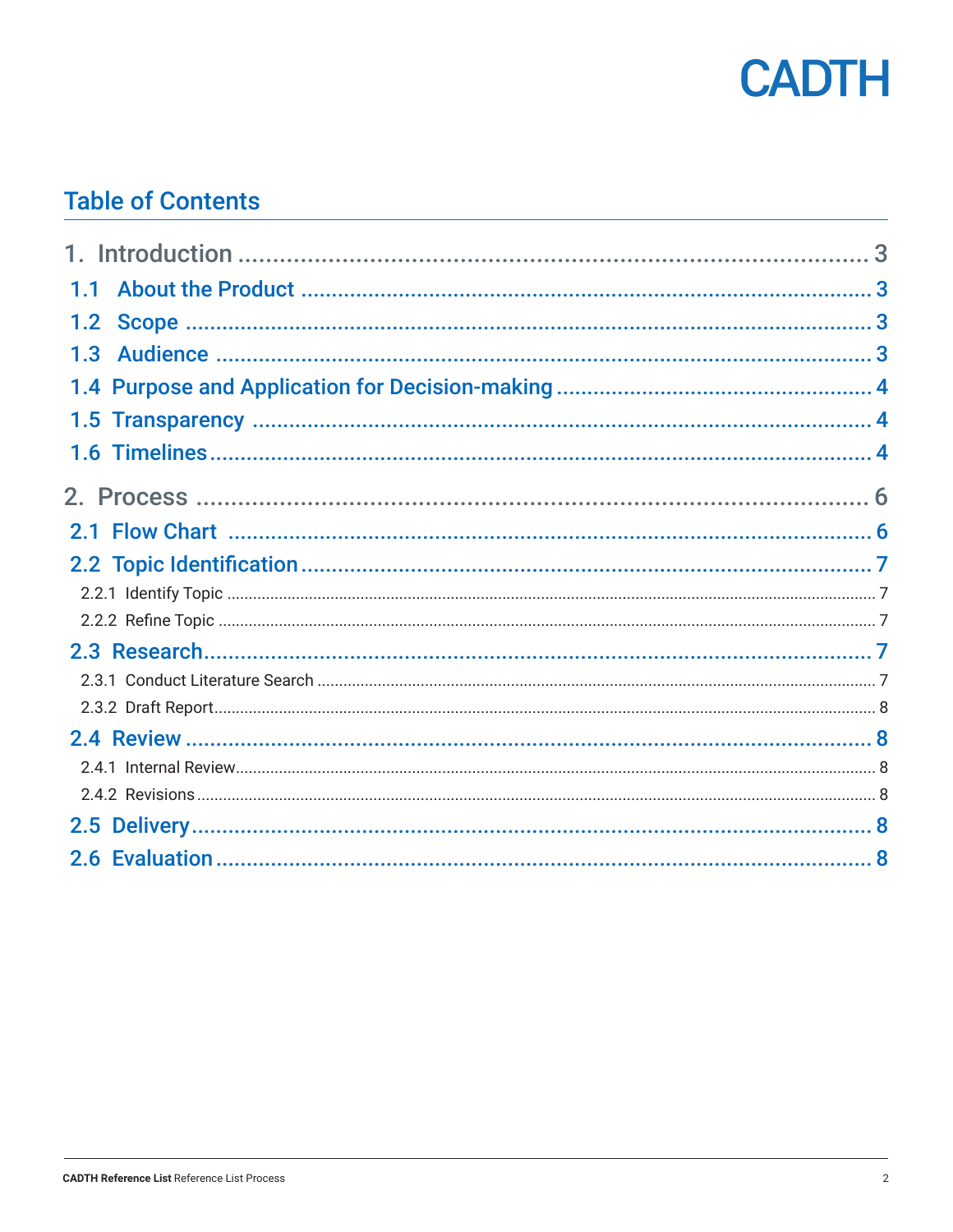## Table of Contents

1. Introduction ..... 3
   - 1.1 About the Product ..... 3
   - 1.2 Scope ..... 3
   - 1.3 Audience ..... 3
   - 1.4 Purpose and Application for Decision-making ..... 4
   - 1.5 Transparency ..... 4
   - 1.6 Timelines ..... 4
2. Process ..... 6
   - 2.1 Flow Chart ..... 6
   - 2.2 Topic Identification ..... 7
     - 2.2.1 Identify Topic ..... 7
     - 2.2.2 Refine Topic ..... 7
   - 2.3 Research ..... 7
     - 2.3.1 Conduct Literature Search ..... 7
     - 2.3.2 Draft Report ..... 8
   - 2.4 Review ..... 8
     - 2.4.1 Internal Review ..... 8
     - 2.4.2 Revisions ..... 8
   - 2.5 Delivery ..... 8
   - 2.6 Evaluation ..... 8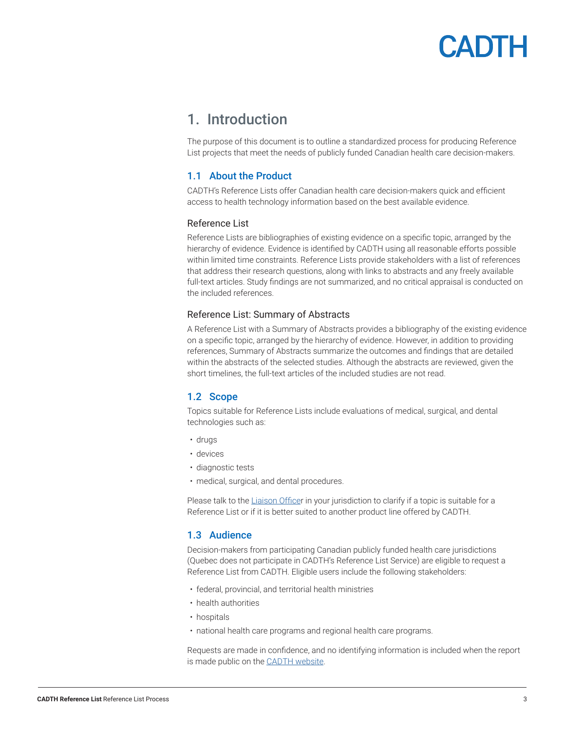# 1. Introduction

The purpose of this document is to outline a standardized process for producing Reference List projects that meet the needs of publicly funded Canadian health care decision-makers.

## 1.1 About the Product

CADTH's Reference Lists offer Canadian health care decision-makers quick and efficient access to health technology information based on the best available evidence.

### Reference List

Reference Lists are bibliographies of existing evidence on a specific topic, arranged by the hierarchy of evidence. Evidence is identified by CADTH using all reasonable efforts possible within limited time constraints. Reference Lists provide stakeholders with a list of references that address their research questions, along with links to abstracts and any freely available full-text articles. Study findings are not summarized, and no critical appraisal is conducted on the included references.

### Reference List: Summary of Abstracts

A Reference List with a Summary of Abstracts provides a bibliography of the existing evidence on a specific topic, arranged by the hierarchy of evidence. However, in addition to providing references, Summary of Abstracts summarize the outcomes and findings that are detailed within the abstracts of the selected studies. Although the abstracts are reviewed, given the short timelines, the full-text articles of the included studies are not read.

## 1.2 Scope

Topics suitable for Reference Lists include evaluations of medical, surgical, and dental technologies such as:

- drugs
- devices
- diagnostic tests
- medical, surgical, and dental procedures.

Please talk to the Liaison Officer in your jurisdiction to clarify if a topic is suitable for a Reference List or if it is better suited to another product line offered by CADTH.

## 1.3 Audience

Decision-makers from participating Canadian publicly funded health care jurisdictions (Quebec does not participate in CADTH's Reference List Service) are eligible to request a Reference List from CADTH. Eligible users include the following stakeholders:

- federal, provincial, and territorial health ministries
- health authorities
- hospitals
- national health care programs and regional health care programs.

Requests are made in confidence, and no identifying information is included when the report is made public on the CADTH website.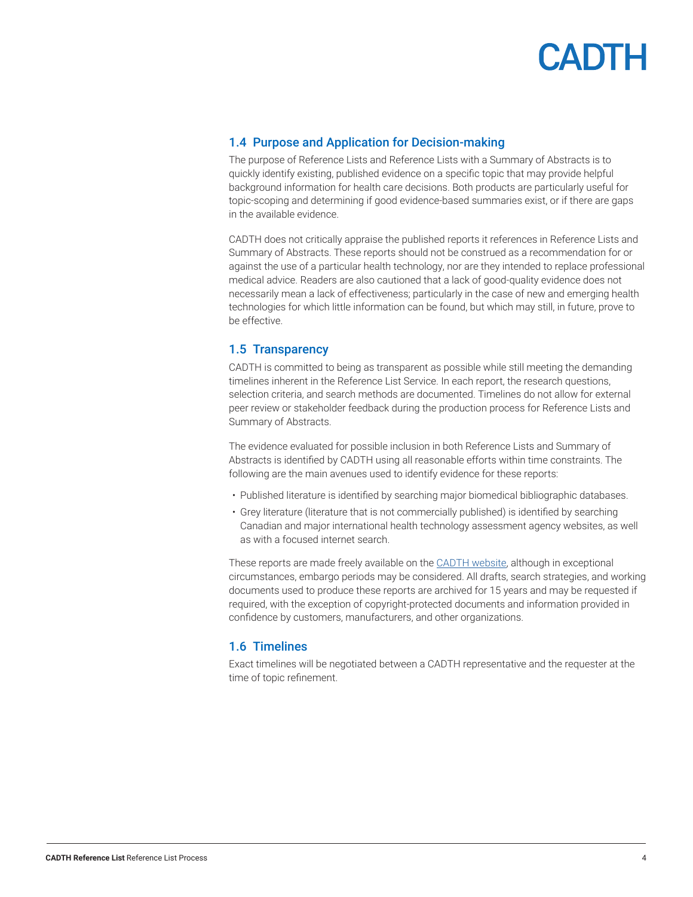## 1.4 Purpose and Application for Decision-making

The purpose of Reference Lists and Reference Lists with a Summary of Abstracts is to quickly identify existing, published evidence on a specific topic that may provide helpful background information for health care decisions. Both products are particularly useful for topic-scoping and determining if good evidence-based summaries exist, or if there are gaps in the available evidence.

CADTH does not critically appraise the published reports it references in Reference Lists and Summary of Abstracts. These reports should not be construed as a recommendation for or against the use of a particular health technology, nor are they intended to replace professional medical advice. Readers are also cautioned that a lack of good-quality evidence does not necessarily mean a lack of effectiveness; particularly in the case of new and emerging health technologies for which little information can be found, but which may still, in future, prove to be effective.

## 1.5 Transparency

CADTH is committed to being as transparent as possible while still meeting the demanding timelines inherent in the Reference List Service. In each report, the research questions, selection criteria, and search methods are documented. Timelines do not allow for external peer review or stakeholder feedback during the production process for Reference Lists and Summary of Abstracts.

The evidence evaluated for possible inclusion in both Reference Lists and Summary of Abstracts is identified by CADTH using all reasonable efforts within time constraints. The following are the main avenues used to identify evidence for these reports:

- Published literature is identified by searching major biomedical bibliographic databases.
- Grey literature (literature that is not commercially published) is identified by searching Canadian and major international health technology assessment agency websites, as well as with a focused internet search.

These reports are made freely available on the CADTH website, although in exceptional circumstances, embargo periods may be considered. All drafts, search strategies, and working documents used to produce these reports are archived for 15 years and may be requested if required, with the exception of copyright-protected documents and information provided in confidence by customers, manufacturers, and other organizations.

## 1.6 Timelines

Exact timelines will be negotiated between a CADTH representative and the requester at the time of topic refinement.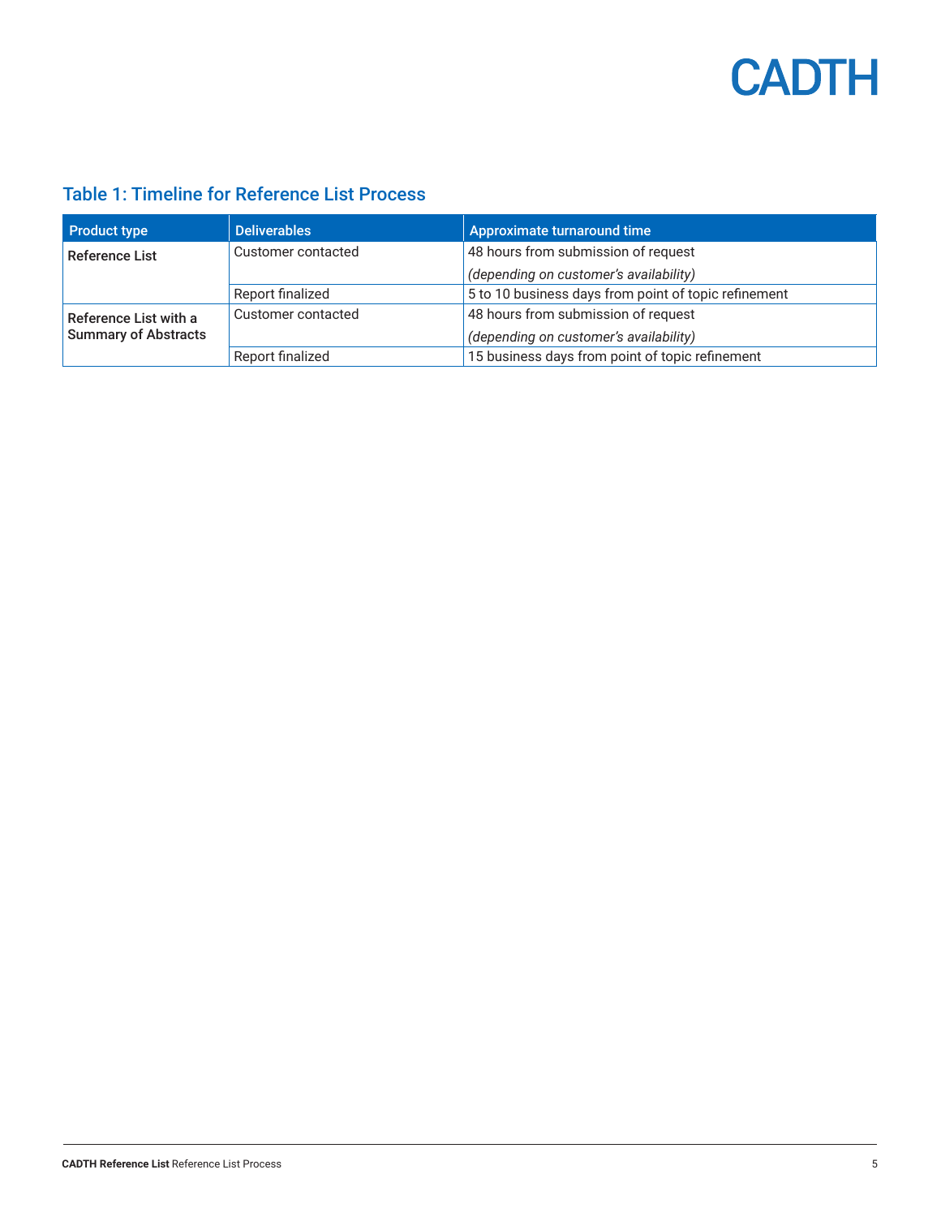### Table 1: Timeline for Reference List Process

| Product type | Deliverables | Approximate turnaround time |
|---|---|---|
| **Reference List** | Customer contacted | 48 hours from submission of request *(depending on customer's availability)* |
| | Report finalized | 5 to 10 business days from point of topic refinement |
| **Reference List with a Summary of Abstracts** | Customer contacted | 48 hours from submission of request *(depending on customer's availability)* |
| | Report finalized | 15 business days from point of topic refinement |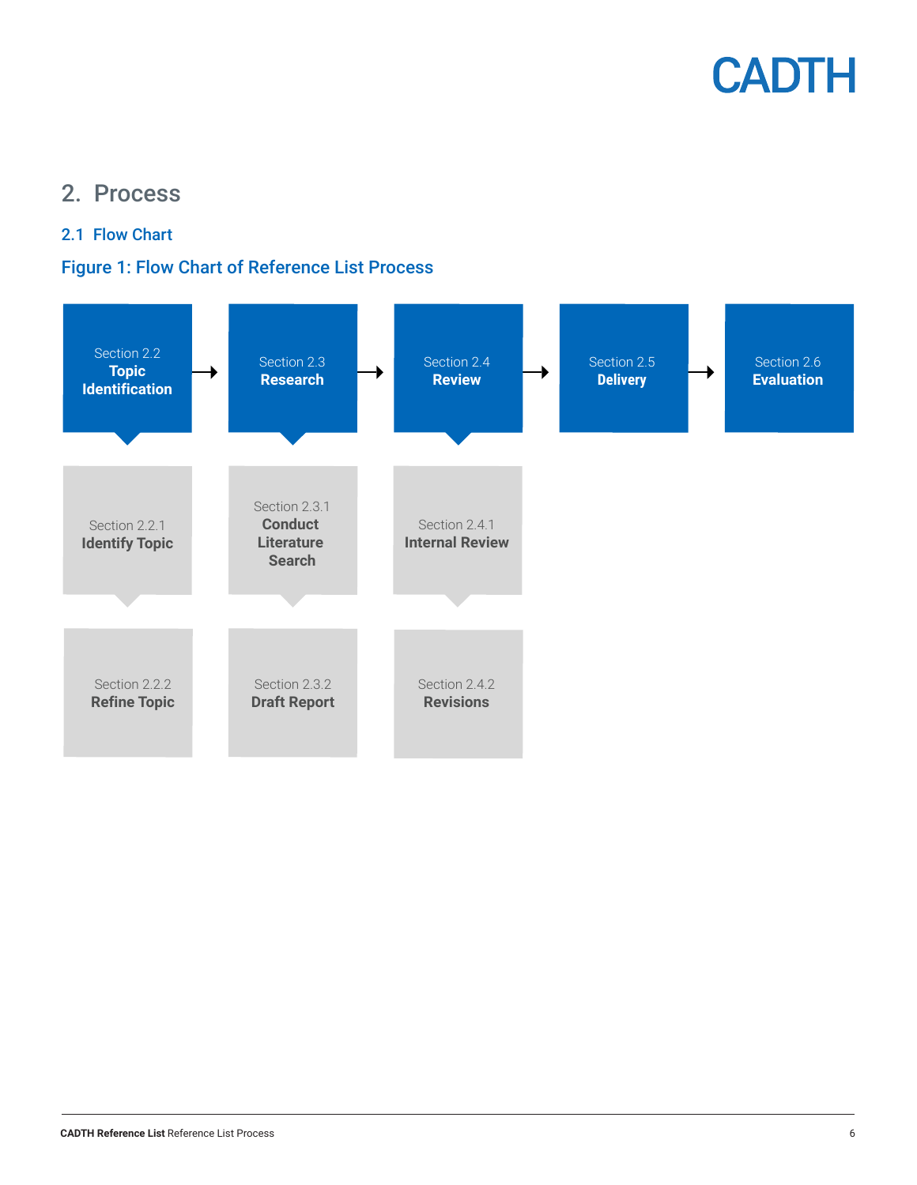## 2. Process

### 2.1 Flow Chart

**Figure 1: Flow Chart of Reference List Process**

| Section 2.2 **Topic Identification** | Section 2.3 **Research** | Section 2.4 **Review** | Section 2.5 **Delivery** | Section 2.6 **Evaluation** |
| --- | --- | --- | --- | --- |
| Section 2.2.1 **Identify Topic** | Section 2.3.1 **Conduct Literature Search** | Section 2.4.1 **Internal Review** | | |
| Section 2.2.2 **Refine Topic** | Section 2.3.2 **Draft Report** | Section 2.4.2 **Revisions** | | |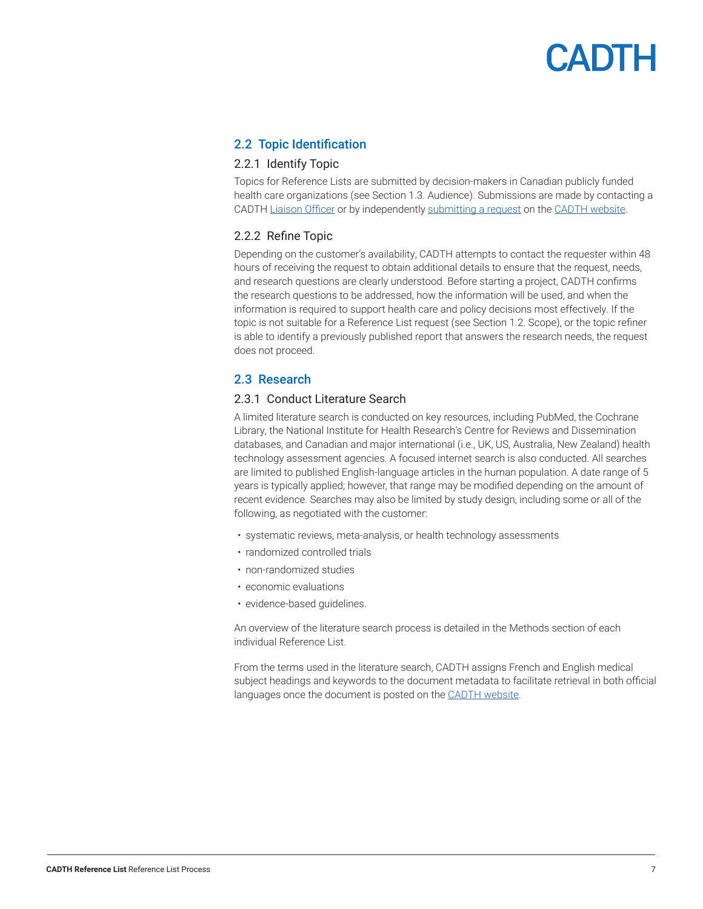## 2.2 Topic Identification

### 2.2.1 Identify Topic

Topics for Reference Lists are submitted by decision-makers in Canadian publicly funded health care organizations (see Section 1.3. Audience). Submissions are made by contacting a CADTH Liaison Officer or by independently submitting a request on the CADTH website.

### 2.2.2 Refine Topic

Depending on the customer's availability, CADTH attempts to contact the requester within 48 hours of receiving the request to obtain additional details to ensure that the request, needs, and research questions are clearly understood. Before starting a project, CADTH confirms the research questions to be addressed, how the information will be used, and when the information is required to support health care and policy decisions most effectively. If the topic is not suitable for a Reference List request (see Section 1.2. Scope), or the topic refiner is able to identify a previously published report that answers the research needs, the request does not proceed.

## 2.3 Research

### 2.3.1 Conduct Literature Search

A limited literature search is conducted on key resources, including PubMed, the Cochrane Library, the National Institute for Health Research's Centre for Reviews and Dissemination databases, and Canadian and major international (i.e., UK, US, Australia, New Zealand) health technology assessment agencies. A focused internet search is also conducted. All searches are limited to published English-language articles in the human population. A date range of 5 years is typically applied; however, that range may be modified depending on the amount of recent evidence. Searches may also be limited by study design, including some or all of the following, as negotiated with the customer:

- systematic reviews, meta-analysis, or health technology assessments
- randomized controlled trials
- non-randomized studies
- economic evaluations
- evidence-based guidelines.

An overview of the literature search process is detailed in the Methods section of each individual Reference List.

From the terms used in the literature search, CADTH assigns French and English medical subject headings and keywords to the document metadata to facilitate retrieval in both official languages once the document is posted on the CADTH website.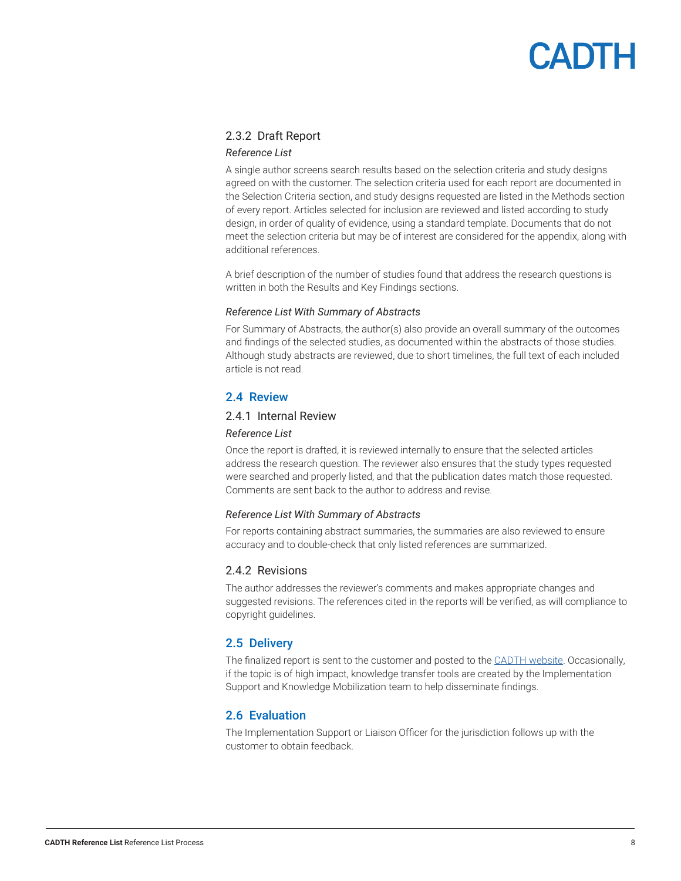### 2.3.2 Draft Report

*Reference List*

A single author screens search results based on the selection criteria and study designs agreed on with the customer. The selection criteria used for each report are documented in the Selection Criteria section, and study designs requested are listed in the Methods section of every report. Articles selected for inclusion are reviewed and listed according to study design, in order of quality of evidence, using a standard template. Documents that do not meet the selection criteria but may be of interest are considered for the appendix, along with additional references.

A brief description of the number of studies found that address the research questions is written in both the Results and Key Findings sections.

*Reference List With Summary of Abstracts*

For Summary of Abstracts, the author(s) also provide an overall summary of the outcomes and findings of the selected studies, as documented within the abstracts of those studies. Although study abstracts are reviewed, due to short timelines, the full text of each included article is not read.

## 2.4 Review

### 2.4.1 Internal Review

*Reference List*

Once the report is drafted, it is reviewed internally to ensure that the selected articles address the research question. The reviewer also ensures that the study types requested were searched and properly listed, and that the publication dates match those requested. Comments are sent back to the author to address and revise.

*Reference List With Summary of Abstracts*

For reports containing abstract summaries, the summaries are also reviewed to ensure accuracy and to double-check that only listed references are summarized.

### 2.4.2 Revisions

The author addresses the reviewer's comments and makes appropriate changes and suggested revisions. The references cited in the reports will be verified, as will compliance to copyright guidelines.

## 2.5 Delivery

The finalized report is sent to the customer and posted to the CADTH website. Occasionally, if the topic is of high impact, knowledge transfer tools are created by the Implementation Support and Knowledge Mobilization team to help disseminate findings.

## 2.6 Evaluation

The Implementation Support or Liaison Officer for the jurisdiction follows up with the customer to obtain feedback.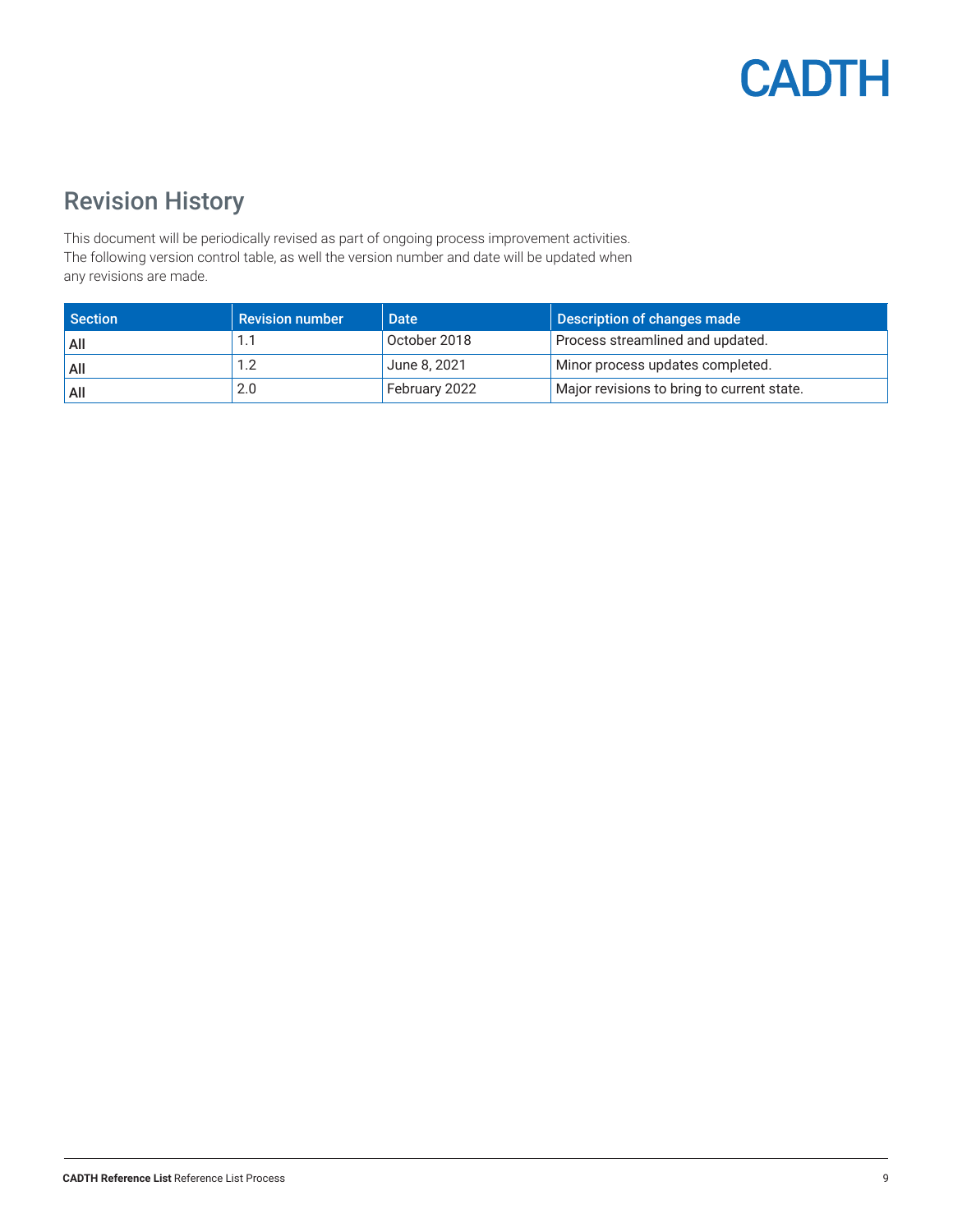## Revision History

This document will be periodically revised as part of ongoing process improvement activities. The following version control table, as well the version number and date will be updated when any revisions are made.

| Section | Revision number | Date | Description of changes made |
| --- | --- | --- | --- |
| All | 1.1 | October 2018 | Process streamlined and updated. |
| All | 1.2 | June 8, 2021 | Minor process updates completed. |
| All | 2.0 | February 2022 | Major revisions to bring to current state. |